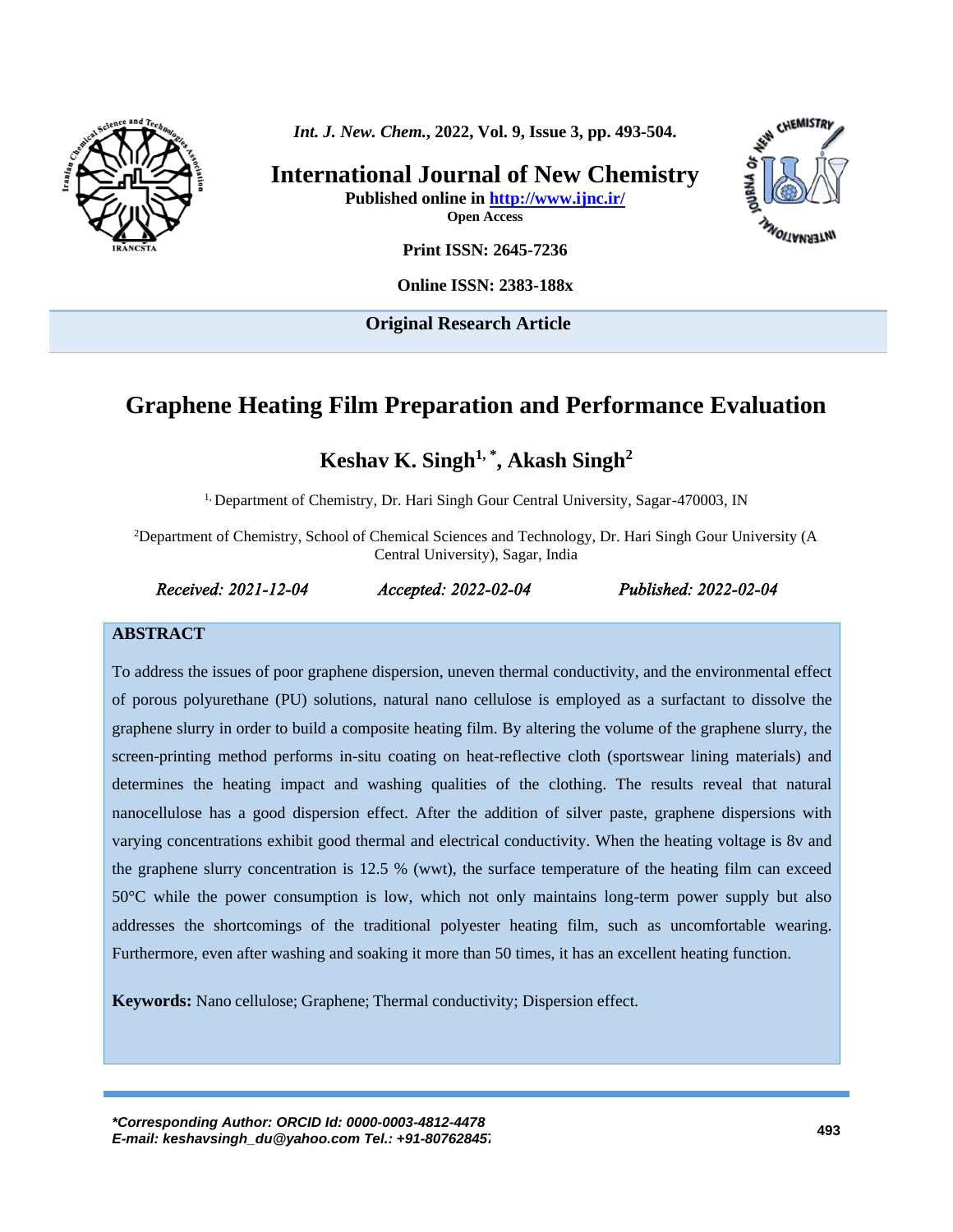# Graphene Heating Film Preparation and Performance Evaluation

**Keshav K. Singh[1, *], Akash Singh[2]**

[1] Department of Chemistry, Dr. Hari Singh Gour Central University, Sagar-470003, IN

[2] Department of Chemistry, School of Chemical Sciences and Technology, Dr. Hari Singh Gour University (A Central University), Sagar, India

*Received: 2021-12-04* *Accepted: 2022-02-04* *Published: 2022-02-04*

## ABSTRACT

To address the issues of poor graphene dispersion, uneven thermal conductivity, and the environmental effect of porous polyurethane (PU) solutions, natural nano cellulose is employed as a surfactant to dissolve the graphene slurry in order to build a composite heating film. By altering the volume of the graphene slurry, the screen-printing method performs in-situ coating on heat-reflective cloth (sportswear lining materials) and determines the heating impact and washing qualities of the clothing. The results reveal that natural nanocellulose has a good dispersion effect. After the addition of silver paste, graphene dispersions with varying concentrations exhibit good thermal and electrical conductivity. When the heating voltage is 8v and the graphene slurry concentration is 12.5 % (wwt), the surface temperature of the heating film can exceed 50°C while the power consumption is low, which not only maintains long-term power supply but also addresses the shortcomings of the traditional polyester heating film, such as uncomfortable wearing. Furthermore, even after washing and soaking it more than 50 times, it has an excellent heating function.

**Keywords:** Nano cellulose; Graphene; Thermal conductivity; Dispersion effect.

***Corresponding Author: ORCID Id: 0000-0003-4812-4478**
***E-mail: keshavsingh_du@yahoo.com Tel.: +91-80762845***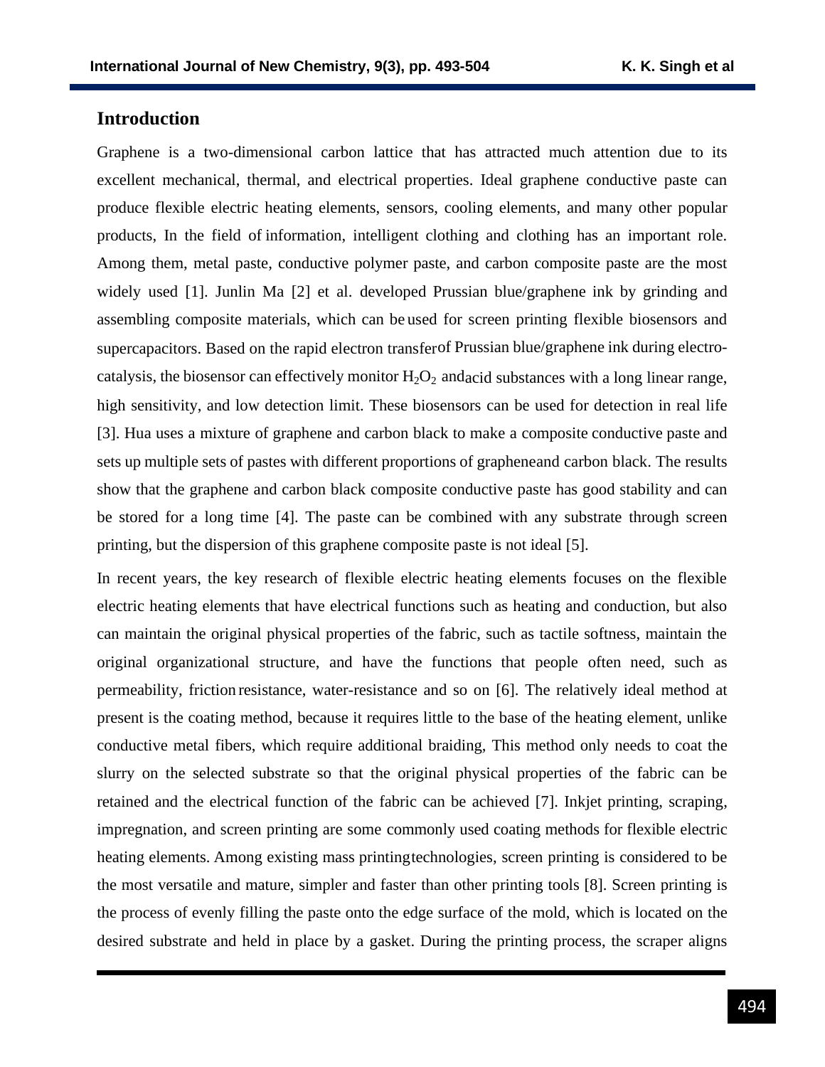## Introduction

Graphene is a two-dimensional carbon lattice that has attracted much attention due to its excellent mechanical, thermal, and electrical properties. Ideal graphene conductive paste can produce flexible electric heating elements, sensors, cooling elements, and many other popular products, In the field of information, intelligent clothing and clothing has an important role. Among them, metal paste, conductive polymer paste, and carbon composite paste are the most widely used [1]. Junlin Ma [2] et al. developed Prussian blue/graphene ink by grinding and assembling composite materials, which can be used for screen printing flexible biosensors and supercapacitors. Based on the rapid electron transfer of Prussian blue/graphene ink during electro-catalysis, the biosensor can effectively monitor $H_2O_2$ and acid substances with a long linear range, high sensitivity, and low detection limit. These biosensors can be used for detection in real life [3]. Hua uses a mixture of graphene and carbon black to make a composite conductive paste and sets up multiple sets of pastes with different proportions of graphene and carbon black. The results show that the graphene and carbon black composite conductive paste has good stability and can be stored for a long time [4]. The paste can be combined with any substrate through screen printing, but the dispersion of this graphene composite paste is not ideal [5].

In recent years, the key research of flexible electric heating elements focuses on the flexible electric heating elements that have electrical functions such as heating and conduction, but also can maintain the original physical properties of the fabric, such as tactile softness, maintain the original organizational structure, and have the functions that people often need, such as permeability, friction resistance, water-resistance and so on [6]. The relatively ideal method at present is the coating method, because it requires little to the base of the heating element, unlike conductive metal fibers, which require additional braiding, This method only needs to coat the slurry on the selected substrate so that the original physical properties of the fabric can be retained and the electrical function of the fabric can be achieved [7]. Inkjet printing, scraping, impregnation, and screen printing are some commonly used coating methods for flexible electric heating elements. Among existing mass printing technologies, screen printing is considered to be the most versatile and mature, simpler and faster than other printing tools [8]. Screen printing is the process of evenly filling the paste onto the edge surface of the mold, which is located on the desired substrate and held in place by a gasket. During the printing process, the scraper aligns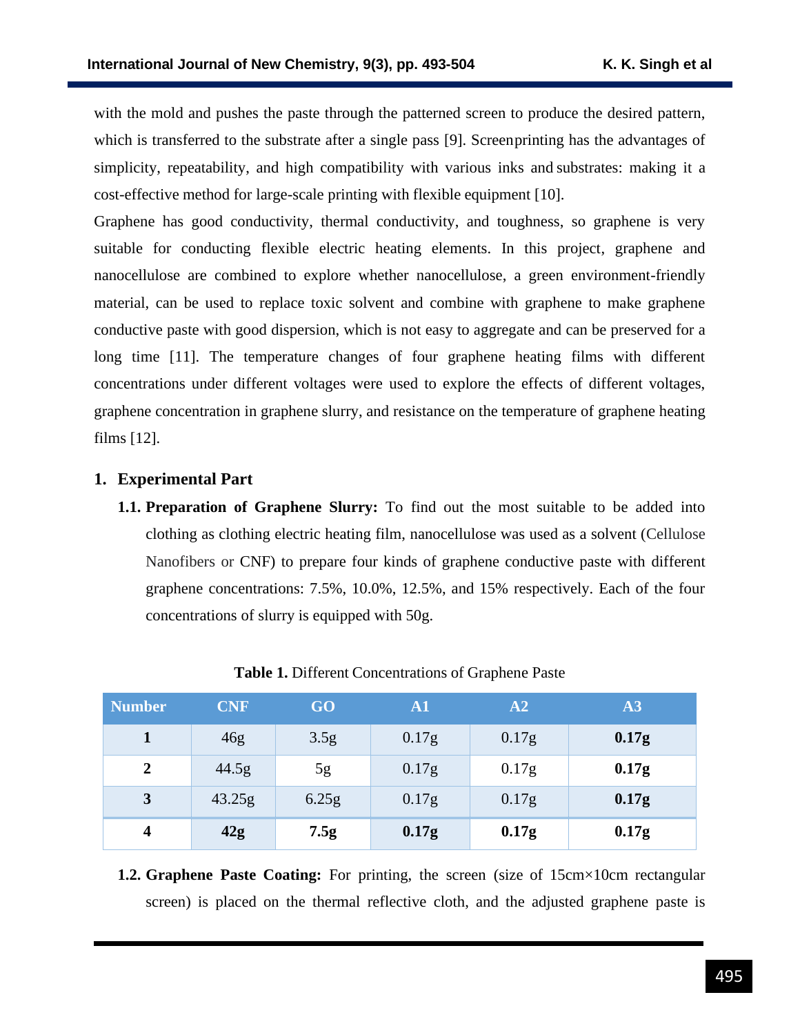with the mold and pushes the paste through the patterned screen to produce the desired pattern, which is transferred to the substrate after a single pass [9]. Screenprinting has the advantages of simplicity, repeatability, and high compatibility with various inks and substrates: making it a cost-effective method for large-scale printing with flexible equipment [10].

Graphene has good conductivity, thermal conductivity, and toughness, so graphene is very suitable for conducting flexible electric heating elements. In this project, graphene and nanocellulose are combined to explore whether nanocellulose, a green environment-friendly material, can be used to replace toxic solvent and combine with graphene to make graphene conductive paste with good dispersion, which is not easy to aggregate and can be preserved for a long time [11]. The temperature changes of four graphene heating films with different concentrations under different voltages were used to explore the effects of different voltages, graphene concentration in graphene slurry, and resistance on the temperature of graphene heating films [12].

## 1. Experimental Part

**1.1. Preparation of Graphene Slurry:** To find out the most suitable to be added into clothing as clothing electric heating film, nanocellulose was used as a solvent (Cellulose Nanofibers or CNF) to prepare four kinds of graphene conductive paste with different graphene concentrations: 7.5%, 10.0%, 12.5%, and 15% respectively. Each of the four concentrations of slurry is equipped with 50g.

**Table 1.** Different Concentrations of Graphene Paste

| Number | CNF | GO | A1 | A2 | A3 |
|---|---|---|---|---|---|
| **1** | 46g | 3.5g | 0.17g | 0.17g | **0.17g** |
| **2** | 44.5g | 5g | 0.17g | 0.17g | **0.17g** |
| **3** | 43.25g | 6.25g | 0.17g | 0.17g | **0.17g** |
| **4** | **42g** | **7.5g** | **0.17g** | **0.17g** | **0.17g** |

**1.2. Graphene Paste Coating:** For printing, the screen (size of 15cm×10cm rectangular screen) is placed on the thermal reflective cloth, and the adjusted graphene paste is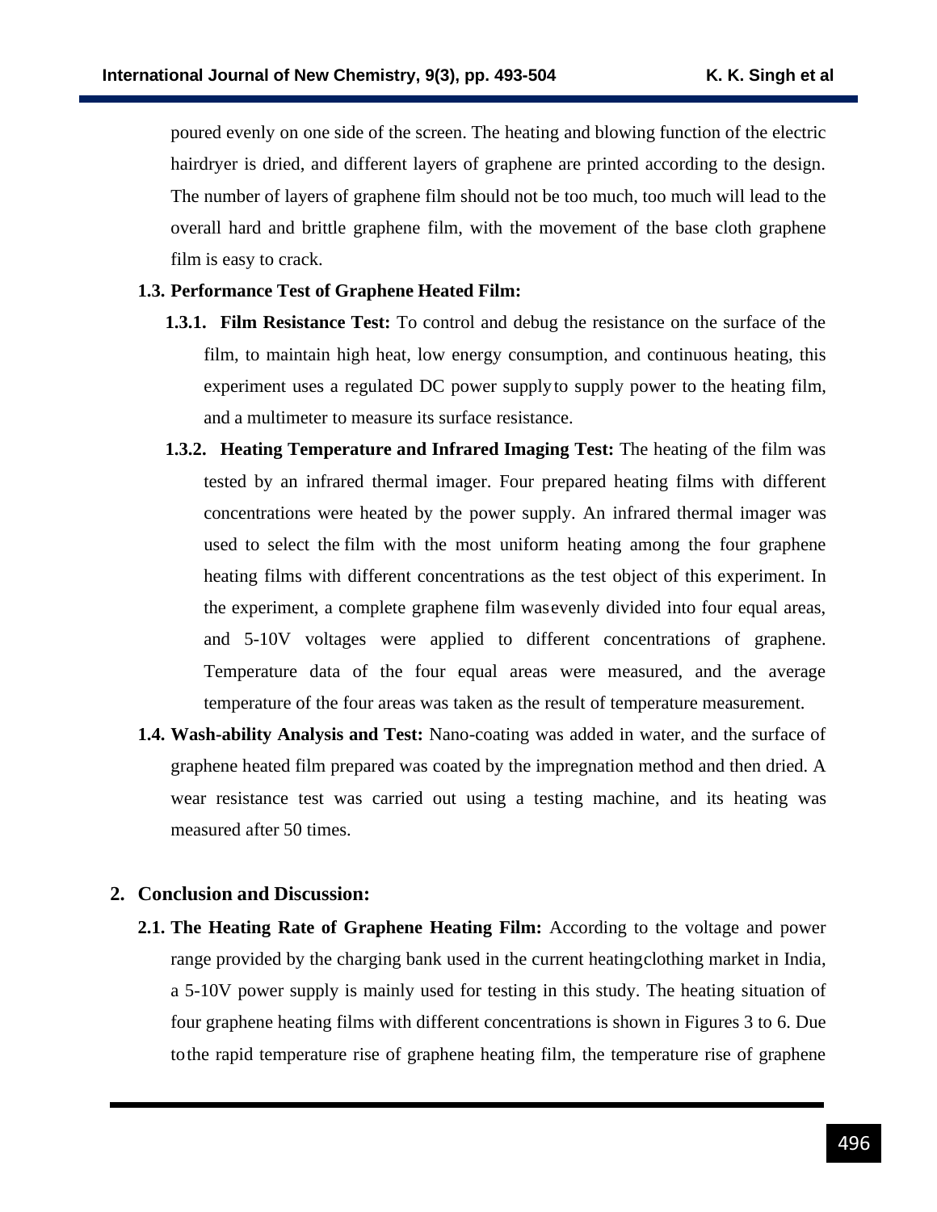poured evenly on one side of the screen. The heating and blowing function of the electric hairdryer is dried, and different layers of graphene are printed according to the design. The number of layers of graphene film should not be too much, too much will lead to the overall hard and brittle graphene film, with the movement of the base cloth graphene film is easy to crack.

### 1.3. Performance Test of Graphene Heated Film:

**1.3.1. Film Resistance Test:** To control and debug the resistance on the surface of the film, to maintain high heat, low energy consumption, and continuous heating, this experiment uses a regulated DC power supply to supply power to the heating film, and a multimeter to measure its surface resistance.

**1.3.2. Heating Temperature and Infrared Imaging Test:** The heating of the film was tested by an infrared thermal imager. Four prepared heating films with different concentrations were heated by the power supply. An infrared thermal imager was used to select the film with the most uniform heating among the four graphene heating films with different concentrations as the test object of this experiment. In the experiment, a complete graphene film was evenly divided into four equal areas, and 5-10V voltages were applied to different concentrations of graphene. Temperature data of the four equal areas were measured, and the average temperature of the four areas was taken as the result of temperature measurement.

**1.4. Wash-ability Analysis and Test:** Nano-coating was added in water, and the surface of graphene heated film prepared was coated by the impregnation method and then dried. A wear resistance test was carried out using a testing machine, and its heating was measured after 50 times.

## 2. Conclusion and Discussion:

**2.1. The Heating Rate of Graphene Heating Film:** According to the voltage and power range provided by the charging bank used in the current heating clothing market in India, a 5-10V power supply is mainly used for testing in this study. The heating situation of four graphene heating films with different concentrations is shown in Figures 3 to 6. Due to the rapid temperature rise of graphene heating film, the temperature rise of graphene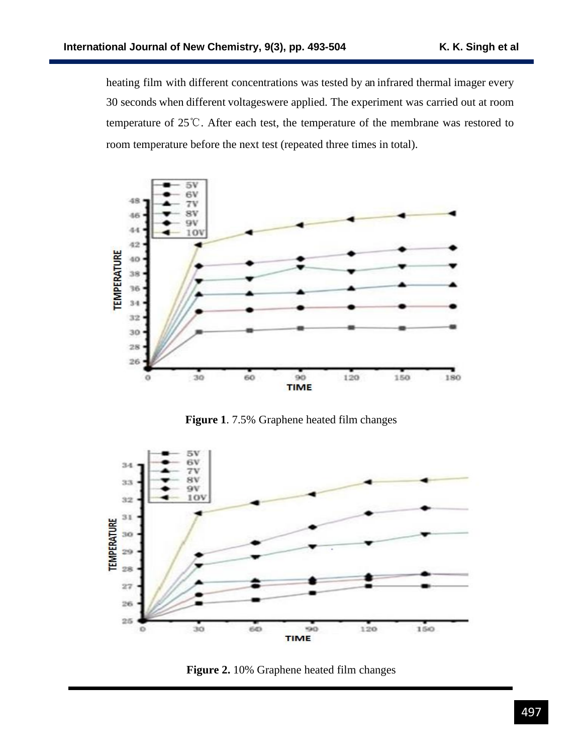heating film with different concentrations was tested by an infrared thermal imager every 30 seconds when different voltageswere applied. The experiment was carried out at room temperature of 25℃. After each test, the temperature of the membrane was restored to room temperature before the next test (repeated three times in total).

**Figure 1**. 7.5% Graphene heated film changes

**Figure 2.** 10% Graphene heated film changes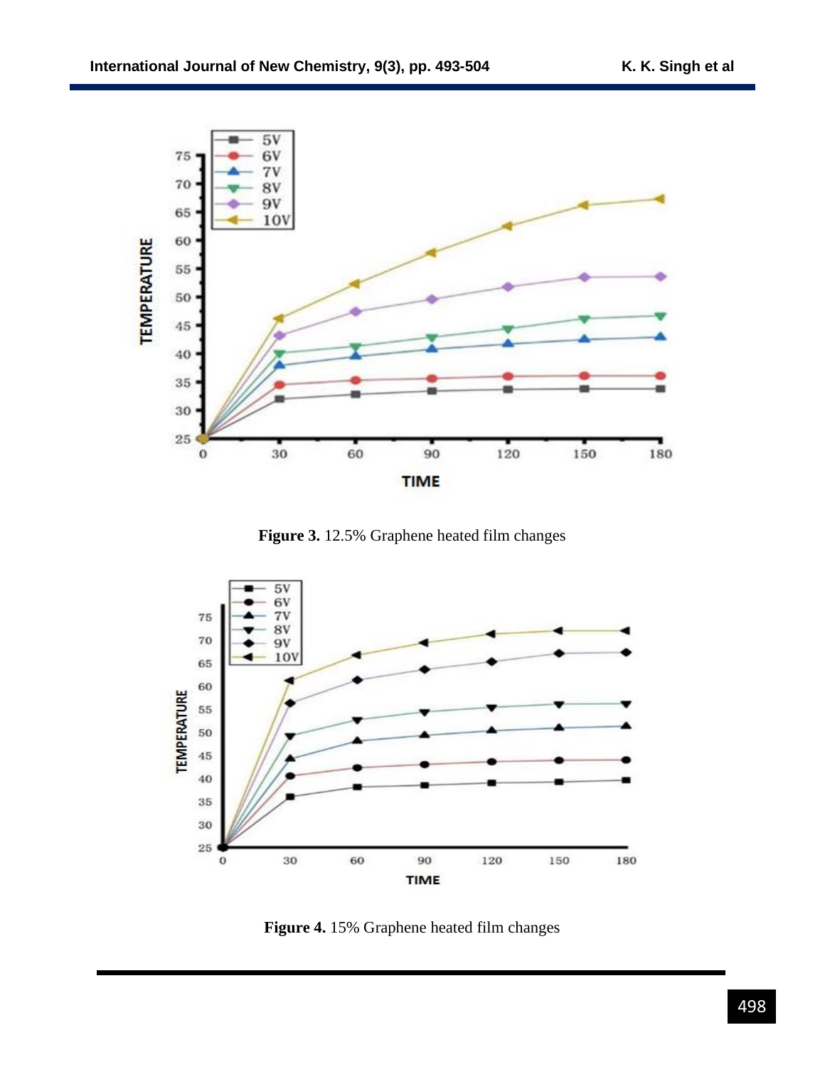**Figure 3.** 12.5% Graphene heated film changes

**Figure 4.** 15% Graphene heated film changes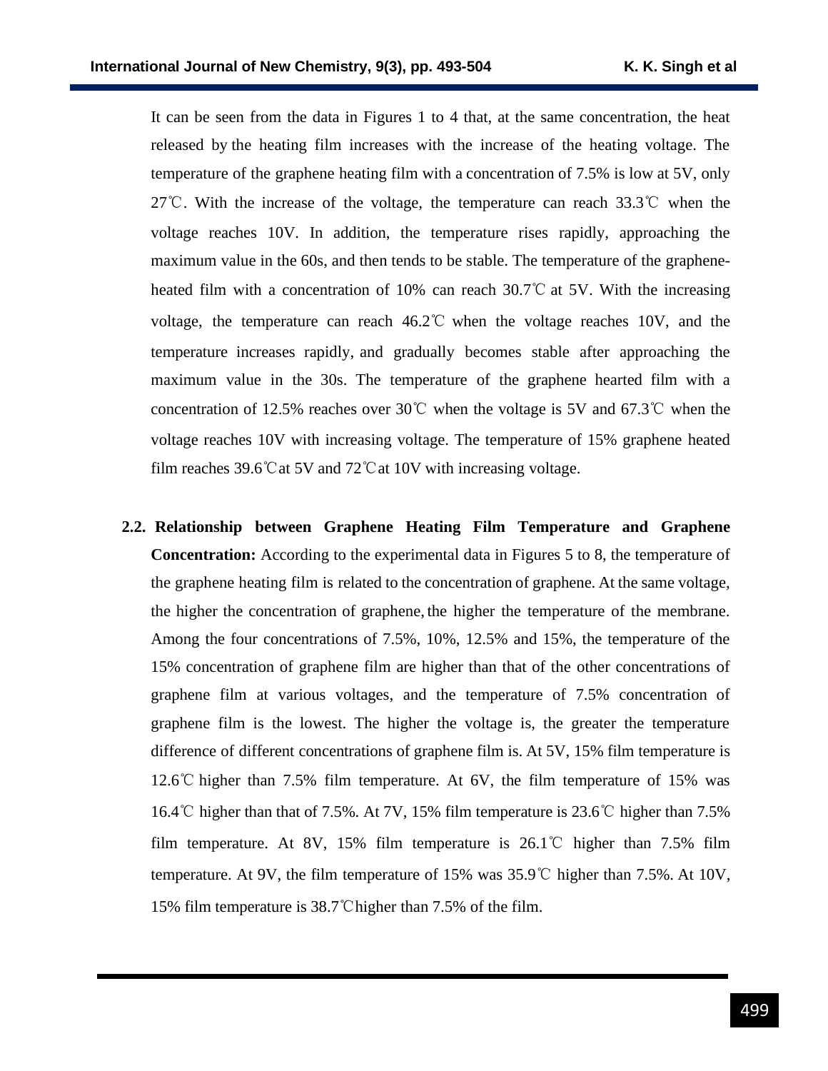It can be seen from the data in Figures 1 to 4 that, at the same concentration, the heat released by the heating film increases with the increase of the heating voltage. The temperature of the graphene heating film with a concentration of 7.5% is low at 5V, only 27℃. With the increase of the voltage, the temperature can reach 33.3℃ when the voltage reaches 10V. In addition, the temperature rises rapidly, approaching the maximum value in the 60s, and then tends to be stable. The temperature of the graphene-heated film with a concentration of 10% can reach 30.7℃ at 5V. With the increasing voltage, the temperature can reach 46.2℃ when the voltage reaches 10V, and the temperature increases rapidly, and gradually becomes stable after approaching the maximum value in the 30s. The temperature of the graphene hearted film with a concentration of 12.5% reaches over 30℃ when the voltage is 5V and 67.3℃ when the voltage reaches 10V with increasing voltage. The temperature of 15% graphene heated film reaches 39.6℃at 5V and 72℃at 10V with increasing voltage.

**2.2. Relationship between Graphene Heating Film Temperature and Graphene Concentration:** According to the experimental data in Figures 5 to 8, the temperature of the graphene heating film is related to the concentration of graphene. At the same voltage, the higher the concentration of graphene, the higher the temperature of the membrane. Among the four concentrations of 7.5%, 10%, 12.5% and 15%, the temperature of the 15% concentration of graphene film are higher than that of the other concentrations of graphene film at various voltages, and the temperature of 7.5% concentration of graphene film is the lowest. The higher the voltage is, the greater the temperature difference of different concentrations of graphene film is. At 5V, 15% film temperature is 12.6℃ higher than 7.5% film temperature. At 6V, the film temperature of 15% was 16.4℃ higher than that of 7.5%. At 7V, 15% film temperature is 23.6℃ higher than 7.5% film temperature. At 8V, 15% film temperature is 26.1℃ higher than 7.5% film temperature. At 9V, the film temperature of 15% was 35.9℃ higher than 7.5%. At 10V, 15% film temperature is 38.7℃higher than 7.5% of the film.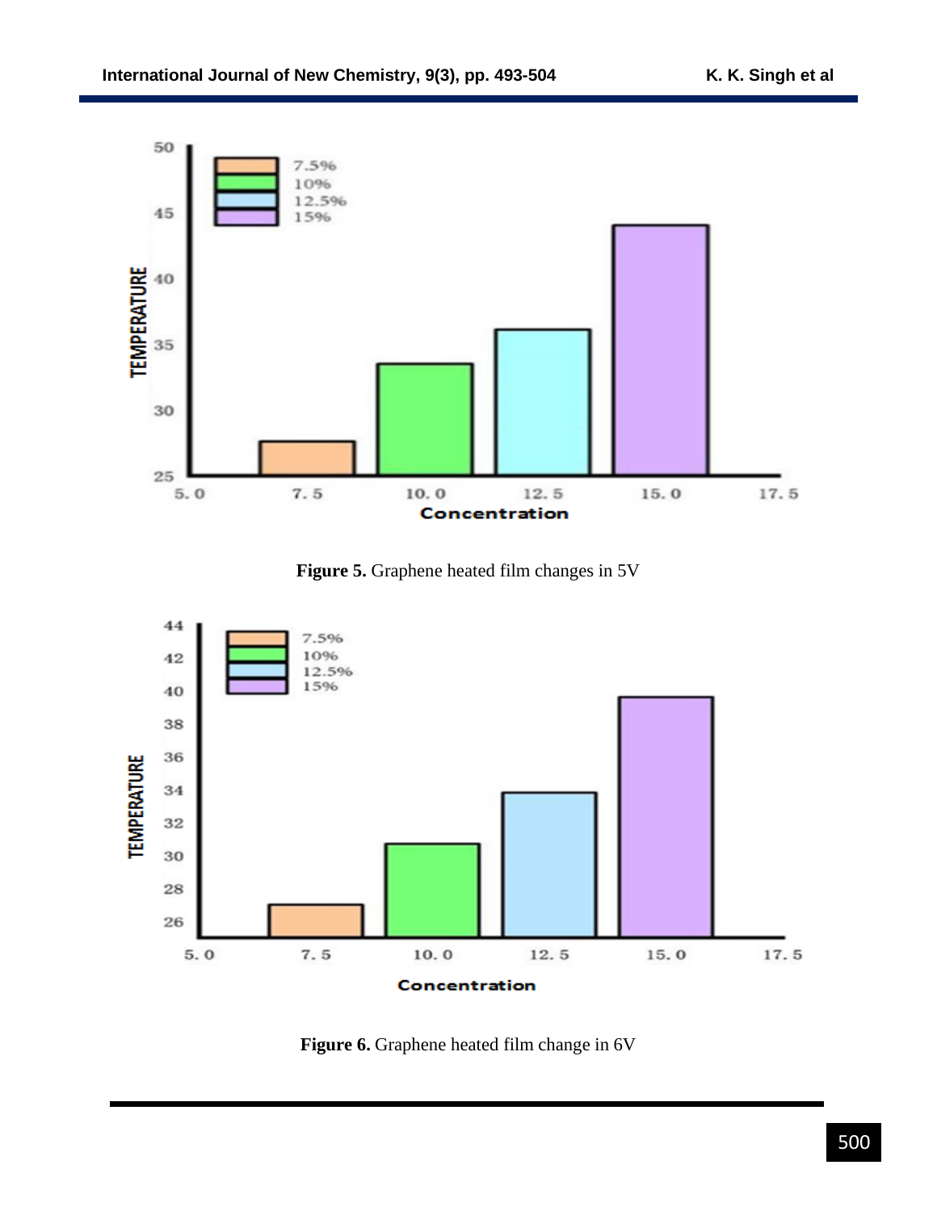Figure 5. Graphene heated film changes in 5V

Figure 6. Graphene heated film change in 6V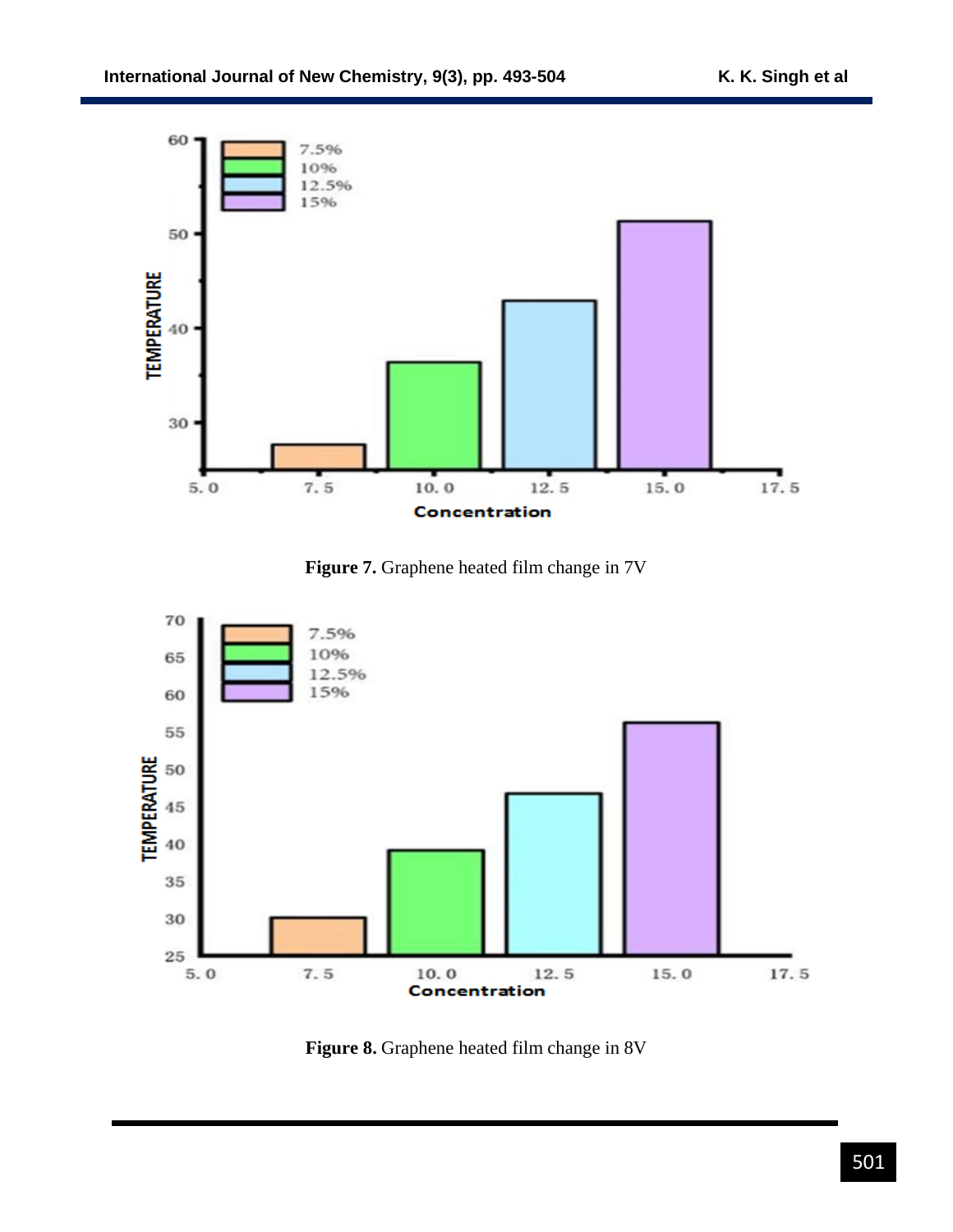Figure 7. Graphene heated film change in 7V

Figure 8. Graphene heated film change in 8V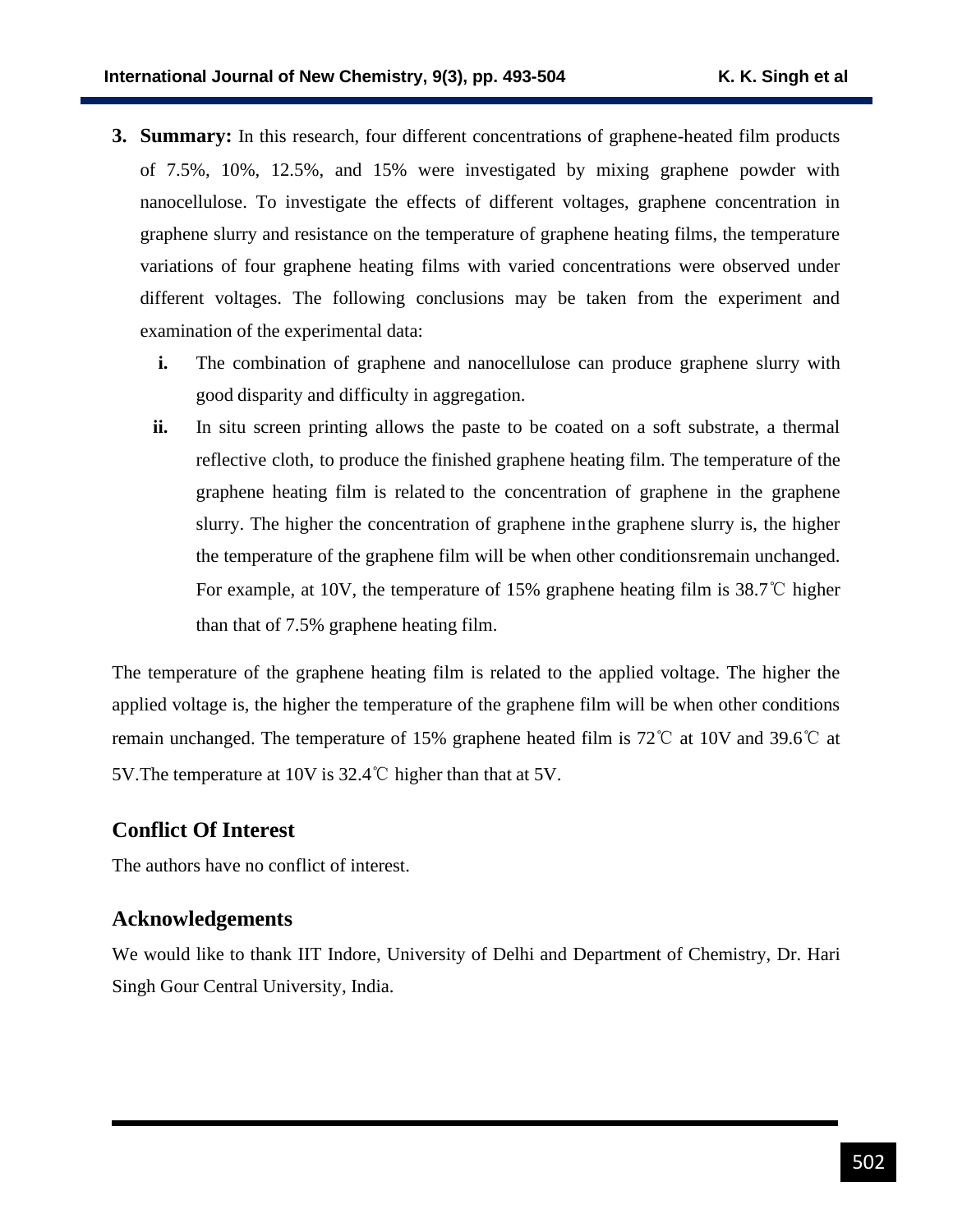3. **Summary:** In this research, four different concentrations of graphene-heated film products of 7.5%, 10%, 12.5%, and 15% were investigated by mixing graphene powder with nanocellulose. To investigate the effects of different voltages, graphene concentration in graphene slurry and resistance on the temperature of graphene heating films, the temperature variations of four graphene heating films with varied concentrations were observed under different voltages. The following conclusions may be taken from the experiment and examination of the experimental data:

   i. The combination of graphene and nanocellulose can produce graphene slurry with good disparity and difficulty in aggregation.

   ii. In situ screen printing allows the paste to be coated on a soft substrate, a thermal reflective cloth, to produce the finished graphene heating film. The temperature of the graphene heating film is related to the concentration of graphene in the graphene slurry. The higher the concentration of graphene inthe graphene slurry is, the higher the temperature of the graphene film will be when other conditionsremain unchanged. For example, at 10V, the temperature of 15% graphene heating film is 38.7℃ higher than that of 7.5% graphene heating film.

The temperature of the graphene heating film is related to the applied voltage. The higher the applied voltage is, the higher the temperature of the graphene film will be when other conditions remain unchanged. The temperature of 15% graphene heated film is 72℃ at 10V and 39.6℃ at 5V.The temperature at 10V is 32.4℃ higher than that at 5V.

## Conflict Of Interest

The authors have no conflict of interest.

## Acknowledgements

We would like to thank IIT Indore, University of Delhi and Department of Chemistry, Dr. Hari Singh Gour Central University, India.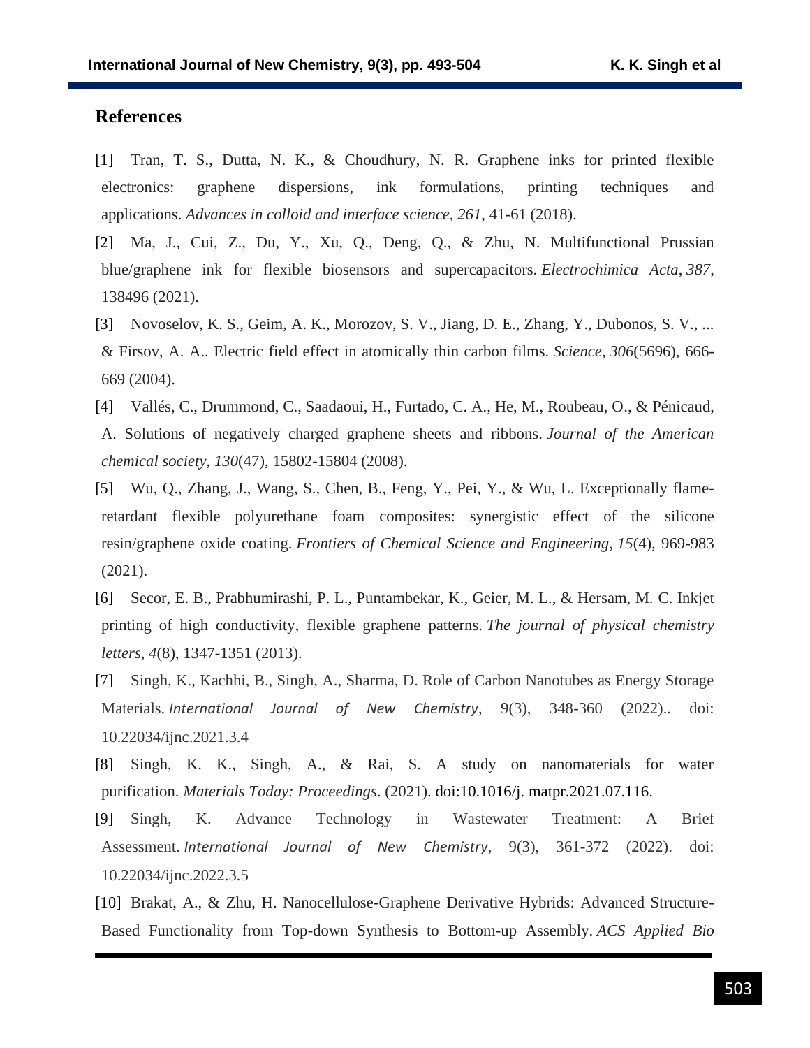## References

[1] Tran, T. S., Dutta, N. K., & Choudhury, N. R. Graphene inks for printed flexible electronics: graphene dispersions, ink formulations, printing techniques and applications. *Advances in colloid and interface science*, *261*, 41-61 (2018).

[2] Ma, J., Cui, Z., Du, Y., Xu, Q., Deng, Q., & Zhu, N. Multifunctional Prussian blue/graphene ink for flexible biosensors and supercapacitors. *Electrochimica Acta*, *387*, 138496 (2021).

[3] Novoselov, K. S., Geim, A. K., Morozov, S. V., Jiang, D. E., Zhang, Y., Dubonos, S. V., ... & Firsov, A. A.. Electric field effect in atomically thin carbon films. *Science*, *306*(5696), 666-669 (2004).

[4] Vallés, C., Drummond, C., Saadaoui, H., Furtado, C. A., He, M., Roubeau, O., & Pénicaud, A. Solutions of negatively charged graphene sheets and ribbons. *Journal of the American chemical society*, *130*(47), 15802-15804 (2008).

[5] Wu, Q., Zhang, J., Wang, S., Chen, B., Feng, Y., Pei, Y., & Wu, L. Exceptionally flame-retardant flexible polyurethane foam composites: synergistic effect of the silicone resin/graphene oxide coating. *Frontiers of Chemical Science and Engineering*, *15*(4), 969-983 (2021).

[6] Secor, E. B., Prabhumirashi, P. L., Puntambekar, K., Geier, M. L., & Hersam, M. C. Inkjet printing of high conductivity, flexible graphene patterns. *The journal of physical chemistry letters*, *4*(8), 1347-1351 (2013).

[7] Singh, K., Kachhi, B., Singh, A., Sharma, D. Role of Carbon Nanotubes as Energy Storage Materials. *International Journal of New Chemistry*, 9(3), 348-360 (2022).. doi: 10.22034/ijnc.2021.3.4

[8] Singh, K. K., Singh, A., & Rai, S. A study on nanomaterials for water purification. *Materials Today: Proceedings*. (2021). doi:10.1016/j. matpr.2021.07.116.

[9] Singh, K. Advance Technology in Wastewater Treatment: A Brief Assessment. *International Journal of New Chemistry*, 9(3), 361-372 (2022). doi: 10.22034/ijnc.2022.3.5

[10] Brakat, A., & Zhu, H. Nanocellulose-Graphene Derivative Hybrids: Advanced Structure-Based Functionality from Top-down Synthesis to Bottom-up Assembly. *ACS Applied Bio*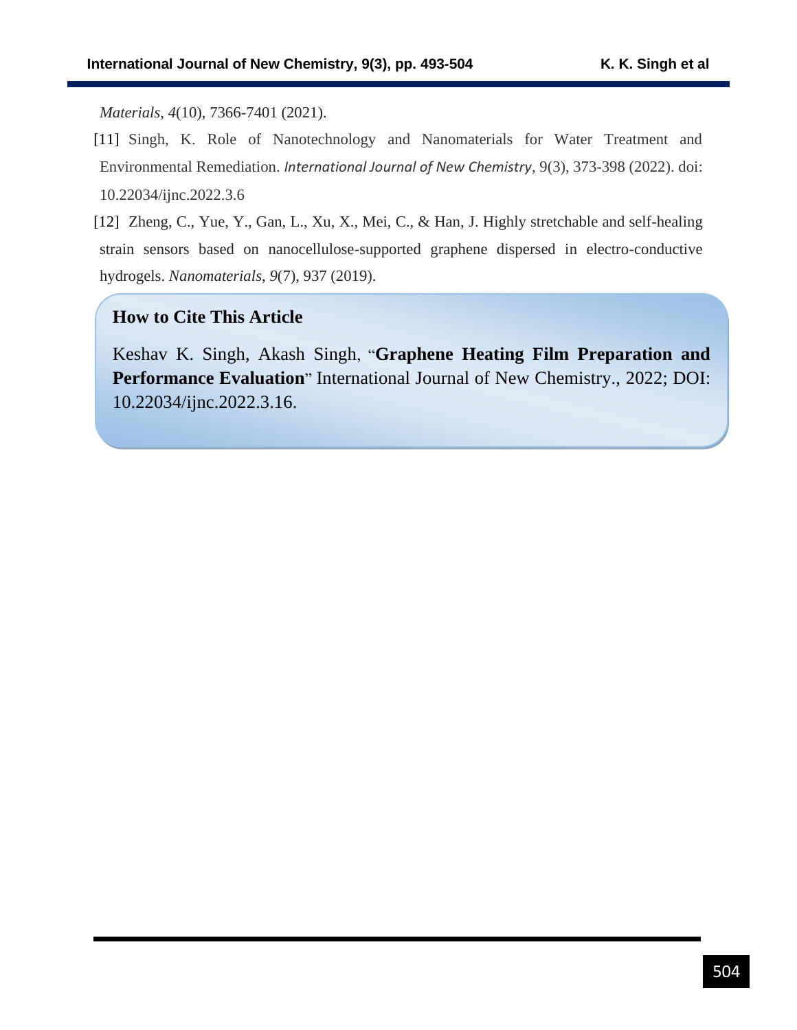*Materials*, *4*(10), 7366-7401 (2021).

[11] Singh, K. Role of Nanotechnology and Nanomaterials for Water Treatment and Environmental Remediation. *International Journal of New Chemistry*, 9(3), 373-398 (2022). doi: 10.22034/ijnc.2022.3.6

[12] Zheng, C., Yue, Y., Gan, L., Xu, X., Mei, C., & Han, J. Highly stretchable and self-healing strain sensors based on nanocellulose-supported graphene dispersed in electro-conductive hydrogels. *Nanomaterials*, *9*(7), 937 (2019).

### How to Cite This Article

Keshav K. Singh, Akash Singh, "**Graphene Heating Film Preparation and Performance Evaluation**" International Journal of New Chemistry., 2022; DOI: 10.22034/ijnc.2022.3.16.